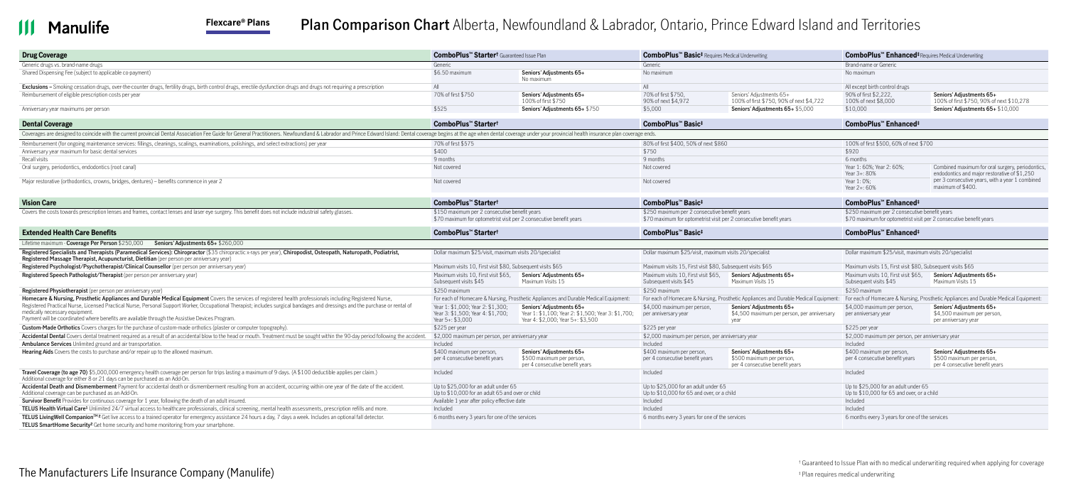# Manulife

**Flexcare® Plans**

## Plan Comparison Chart Alberta, Newfoundland & Labrador, Ontario, Prince Edward Island and Territories

| Drug Coverage | ComboPlus™ Starter† Guaranteed Issue Plan | | ComboPlus™ Basic‡ Requires Medical Underwriting | | ComboPlus™ Enhanced‡ Requires Medical Underwriting | |
|---|---|---|---|---|---|---|
| Generic drugs vs. brand-name drugs | Generic | | Generic | | Brand-name or Generic | |
| Shared Dispensing Fee (subject to applicable co-payment) | $6.50 maximum | Seniors' Adjustments 65+ No maximum | No maximum | | No maximum | |
| Exclusions – Smoking cessation drugs, over-the-counter drugs, fertility drugs, birth control drugs, erectile dysfunction drugs and drugs not requiring a prescription | All | | All | | All except birth control drugs | |
| Reimbursement of eligible prescription costs per year | 70% of first $750 | Seniors' Adjustments 65+ 100% of first $750 | 70% of first $750, 90% of next $4,972 | Seniors' Adjustments 65+ 100% of first $750, 90% of next $4,722 | 90% of first $2,222, 100% of next $8,000 | Seniors' Adjustments 65+ 100% of first $750, 90% of next $10,278 |
| Anniversary year maximums per person | $525 | Seniors' Adjustments 65+ $750 | $5,000 | Seniors' Adjustments 65+ $5,000 | $10,000 | Seniors' Adjustments 65+ $10,000 |

| Dental Coverage | ComboPlus™ Starter† | ComboPlus™ Basic‡ | ComboPlus™ Enhanced‡ | |
|---|---|---|---|---|
| Coverages are designed to coincide with the current provincial Dental Association Fee Guide for General Practitioners. Newfoundland & Labrador and Prince Edward Island: Dental coverage begins at the age when dental coverage under your provincial health insurance plan coverage ends. | | | | |
| Reimbursement (for ongoing maintenance services: fillings, cleanings, scalings, examinations, polishings, and select extractions) per year | 70% of first $575 | 80% of first $400, 50% of next $860 | 100% of first $500, 60% of next $700 | |
| Anniversary year maximum for basic dental services | $400 | $750 | $920 | |
| Recall visits | 9 months | 9 months | 6 months | |
| Oral surgery, periodontics, endodontics (root canal) | Not covered | Not covered | Year 1: 60%; Year 2: 60%; Year 3+: 80% | Combined maximum for oral surgery, periodontics, endodontics and major restorative of $1,250 per 3 consecutive years, with a year 1 combined maximum of $400. |
| Major restorative (orthodontics, crowns, bridges, dentures) – benefits commence in year 2 | Not covered | Not covered | Year 1: 0%; Year 2+: 60% | |

| Vision Care | ComboPlus™ Starter† | ComboPlus™ Basic‡ | ComboPlus™ Enhanced‡ |
|---|---|---|---|
| Covers the costs towards prescription lenses and frames, contact lenses and laser eye surgery. This benefit does not include industrial safety glasses. | $150 maximum per 2 consecutive benefit years<br>$70 maximum for optometrist visit per 2 consecutive benefit years | $250 maximum per 2 consecutive benefit years<br>$70 maximum for optometrist visit per 2 consecutive benefit years | $250 maximum per 2 consecutive benefit years<br>$70 maximum for optometrist visit per 2 consecutive benefit years |

| Extended Health Care Benefits | ComboPlus™ Starter† | | ComboPlus™ Basic‡ | | ComboPlus™ Enhanced‡ | |
|---|---|---|---|---|---|---|
| Lifetime maximum - Coverage Per Person $250,000 Seniors' Adjustments 65+ $260,000 | | | | | | |
| Registered Specialists and Therapists (Paramedical Services): Chiropractor ($35 chiropractic x-rays per year), Chiropodist, Osteopath, Naturopath, Podiatrist, Registered Massage Therapist, Acupuncturist, Dietitian (per person per anniversary year) | Dollar maximum $25/visit, maximum visits 20/specialist | | Dollar maximum $25/visit, maximum visits 20/specialist | | Dollar maximum $25/visit, maximum visits 20/specialist | |
| Registered Psychologist/Psychotherapist/Clinical Counsellor (per person per anniversary year) | Maximum visits 10, First visit $80, Subsequent visits $65 | | Maximum visits 15, First visit $80, Subsequent visits $65 | | Maximum visits 15, First visit $80, Subsequent visits $65 | |
| Registered Speech Pathologist/Therapist (per person per anniversary year) | Maximum visits 10, First visit $65, Subsequent visits $45 | Seniors' Adjustments 65+ Maximum Visits 15 | Maximum visits 10, First visit $65, Subsequent visits $45 | Seniors' Adjustments 65+ Maximum Visits 15 | Maximum visits 10, First visit $65, Subsequent visits $45 | Seniors' Adjustments 65+ Maximum Visits 15 |
| Registered Physiotherapist (per person per anniversary year) | $250 maximum | | $250 maximum | | $250 maximum | |
| Homecare & Nursing, Prosthetic Appliances and Durable Medical Equipment Covers the services of registered health professionals including Registered Nurse, Registered Practical Nurse, Licensed Practical Nurse, Personal Support Worker, Occupational Therapist; includes surgical bandages and dressings and the purchase or rental of medically necessary equipment.<br>Payment will be coordinated where benefits are available through the Assistive Devices Program. | For each of Homecare & Nursing, Prosthetic Appliances and Durable Medical Equipment:<br>Year 1: $1,000; Year 2: $1,300; Year 3: $1,500; Year 4: $1,700; Year 5+: $3,000 | Seniors' Adjustments 65+<br>Year 1: $1,100; Year 2: $1,500; Year 3: $1,700; Year 4: $2,000; Year 5+: $3,500 | For each of Homecare & Nursing, Prosthetic Appliances and Durable Medical Equipment:<br>$4,000 maximum per person, per anniversary year | Seniors' Adjustments 65+<br>$4,500 maximum per person, per anniversary year | For each of Homecare & Nursing, Prosthetic Appliances and Durable Medical Equipment:<br>$4,000 maximum per person, per anniversary year | Seniors' Adjustments 65+<br>$4,500 maximum per person, per anniversary year |
| Custom-Made Orthotics Covers charges for the purchase of custom-made orthotics (plaster or computer topography). | $225 per year | | $225 per year | | $225 per year | |
| Accidental Dental Covers dental treatment required as a result of an accidental blow to the head or mouth. Treatment must be sought within the 90-day period following the accident. | $2,000 maximum per person, per anniversary year | | $2,000 maximum per person, per anniversary year | | $2,000 maximum per person, per anniversary year | |
| Ambulance Services Unlimited ground and air transportation. | Included | | Included | | Included | |
| Hearing Aids Covers the costs to purchase and/or repair up to the allowed maximum. | $400 maximum per person, per 4 consecutive benefit years | Seniors' Adjustments 65+ $500 maximum per person, per 4 consecutive benefit years | $400 maximum per person, per 4 consecutive benefit years | Seniors' Adjustments 65+ $500 maximum per person, per 4 consecutive benefit years | $400 maximum per person, per 4 consecutive benefit years | Seniors' Adjustments 65+ $500 maximum per person, per 4 consecutive benefit years |
| Travel Coverage (to age 70) $5,000,000 emergency health coverage per person for trips lasting a maximum of 9 days. (A $100 deductible applies per claim.) Additional coverage for either 8 or 21 days can be purchased as an Add-On. | Included | | Included | | Included | |
| Accidental Death and Dismemberment Payment for accidental death or dismemberment resulting from an accident, occurring within one year of the date of the accident. Additional coverage can be purchased as an Add-On. | Up to $25,000 for an adult under 65<br>Up to $10,000 for an adult 65 and over or child | | Up to $25,000 for an adult under 65<br>Up to $10,000 for 65 and over, or a child | | Up to $25,000 for an adult under 65<br>Up to $10,000 for 65 and over, or a child | |
| Survivor Benefit Provides for continuous coverage for 1 year, following the death of an adult insured. | Available 1 year after policy effective date | | Included | | Included | |
| TELUS Health Virtual Care¹ Unlimited 24/7 virtual access to healthcare professionals, clinical screening, mental health assessments, prescription refills and more. | Included | | Included | | Included | |
| TELUS LivingWell Companion™² Get live access to a trained operator for emergency assistance 24 hours a day, 7 days a week. Includes an optional fall detector.<br>TELUS SmartHome Security² Get home security and home monitoring from your smartphone. | 6 months every 3 years for one of the services | | 6 months every 3 years for one of the services | | 6 months every 3 years for one of the services | |

The Manufacturers Life Insurance Company (Manulife)

† Guaranteed to Issue Plan with no medical underwriting required when applying for coverage
‡ Plan requires medical underwriting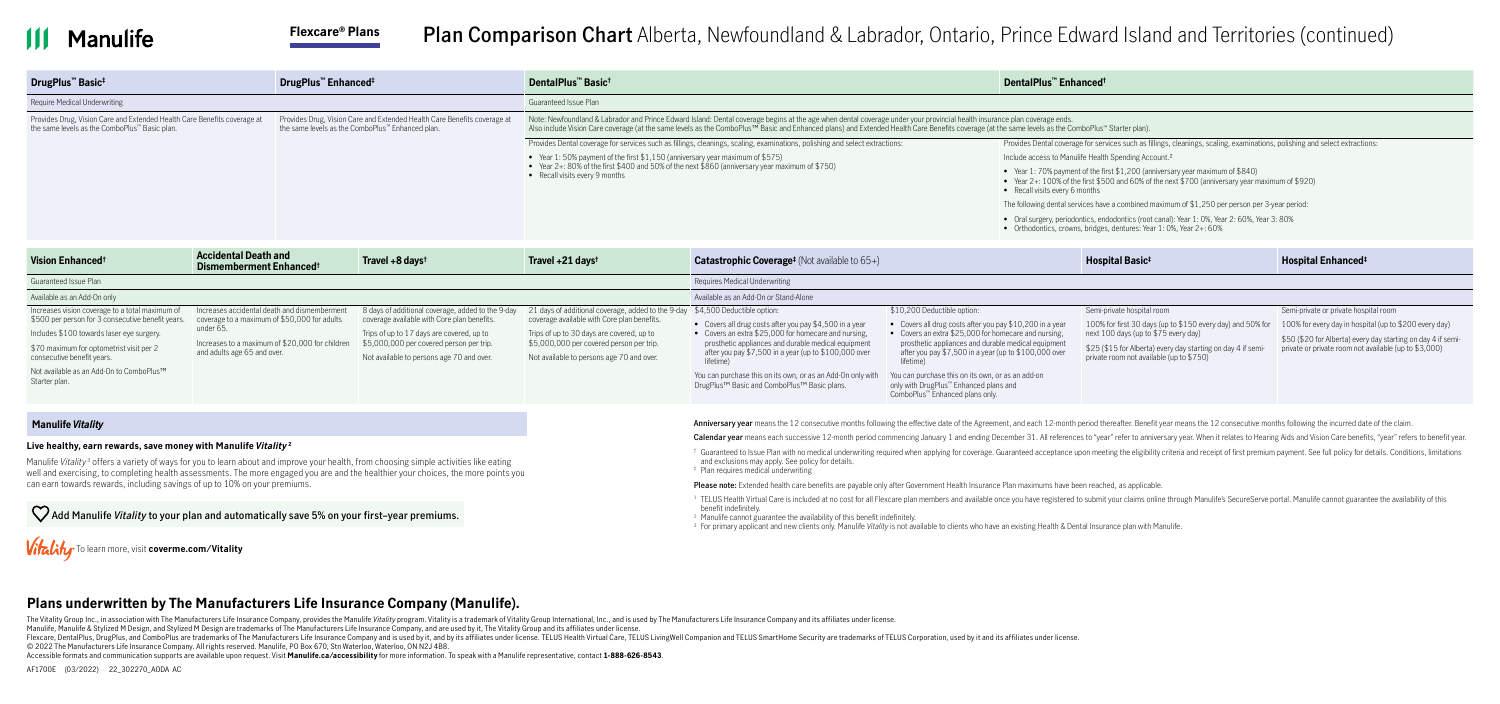# Manulife Flexcare® Plans — Plan Comparison Chart Alberta, Newfoundland & Labrador, Ontario, Prince Edward Island and Territories (continued)

| DrugPlus™ Basic‡ | DrugPlus™ Enhanced‡ | DentalPlus™ Basic† | DentalPlus™ Enhanced† |
|---|---|---|---|
| Require Medical Underwriting | | Guaranteed Issue Plan | |
| Provides Drug, Vision Care and Extended Health Care Benefits coverage at the same levels as the ComboPlus™ Basic plan. | Provides Drug, Vision Care and Extended Health Care Benefits coverage at the same levels as the ComboPlus™ Enhanced plan. | Note: Newfoundland & Labrador and Prince Edward Island: Dental coverage begins at the age when dental coverage under your provincial health insurance plan coverage ends. Also include Vision Care coverage (at the same levels as the ComboPlus™ Basic and Enhanced plans) and Extended Health Care Benefits coverage (at the same levels as the ComboPlus™ Starter plan). | |
| | | Provides Dental coverage for services such as fillings, cleanings, scaling, examinations, polishing and select extractions:<br>• Year 1: 50% payment of the first $1,150 (anniversary year maximum of $575)<br>• Year 2+: 80% of the first $400 and 50% of the next $860 (anniversary year maximum of $750)<br>• Recall visits every 9 months | Provides Dental coverage for services such as fillings, cleanings, scaling, examinations, polishing and select extractions:<br>Include access to Manulife Health Spending Account.[2]<br>• Year 1: 70% payment of the first $1,200 (anniversary year maximum of $840)<br>• Year 2+: 100% of the first $500 and 60% of the next $700 (anniversary year maximum of $920)<br>• Recall visits every 6 months<br>The following dental services have a combined maximum of $1,250 per person per 3-year period:<br>• Oral surgery, periodontics, endodontics (root canal): Year 1: 0%, Year 2: 60%, Year 3: 80%<br>• Orthodontics, crowns, bridges, dentures: Year 1: 0%, Year 2+: 60% |

| Vision Enhanced† | Accidental Death and Dismemberment Enhanced† | Travel +8 days† | Travel +21 days† | Catastrophic Coverage‡ (Not available to 65+) | | Hospital Basic‡ | Hospital Enhanced‡ |
|---|---|---|---|---|---|---|---|
| Guaranteed Issue Plan | | | | Requires Medical Underwriting | | | |
| Available as an Add-On only | | | | Available as an Add-On or Stand-Alone | | | |
| Increases vision coverage to a total maximum of $500 per person for 3 consecutive benefit years.<br>Includes $100 towards laser eye surgery.<br>$70 maximum for optometrist visit per 2 consecutive benefit years.<br>Not available as an Add-On to ComboPlus™ Starter plan. | Increases accidental death and dismemberment coverage to a maximum of $50,000 for adults under 65.<br>Increases to a maximum of $20,000 for children and adults age 65 and over. | 8 days of additional coverage, added to the 9-day coverage available with Core plan benefits.<br>Trips of up to 17 days are covered, up to $5,000,000 per covered person per trip.<br>Not available to persons age 70 and over. | 21 days of additional coverage, added to the 9-day coverage available with Core plan benefits.<br>Trips of up to 30 days are covered, up to $5,000,000 per covered person per trip.<br>Not available to persons age 70 and over. | $4,500 Deductible option:<br>• Covers all drug costs after you pay $4,500 in a year<br>• Covers an extra $25,000 for homecare and nursing, prosthetic appliances and durable medical equipment after you pay $7,500 in a year (up to $100,000 over lifetime)<br>You can purchase this on its own, or as an Add-On only with DrugPlus™ Basic and ComboPlus™ Basic plans. | $10,200 Deductible option:<br>• Covers all drug costs after you pay $10,200 in a year<br>• Covers an extra $25,000 for homecare and nursing, prosthetic appliances and durable medical equipment after you pay $7,500 in a year (up to $100,000 over lifetime)<br>You can purchase this on its own, or as an add-on only with DrugPlus™ Enhanced plans and ComboPlus™ Enhanced plans only. | Semi-private hospital room<br>100% for first 30 days (up to $150 every day) and 50% for next 100 days (up to $75 every day)<br>$25 ($15 for Alberta) every day starting on day 4 if semi-private room not available (up to $750) | Semi-private or private hospital room<br>100% for every day in hospital (up to $200 every day)<br>$50 ($20 for Alberta) every day starting on day 4 if semi-private or private room not available (up to $3,000) |

## Manulife *Vitality*

### Live healthy, earn rewards, save money with Manulife *Vitality*[3]

Manulife *Vitality*[3] offers a variety of ways for you to learn about and improve your health, from choosing simple activities like eating well and exercising, to completing health assessments. The more engaged you are and the healthier your choices, the more points you can earn towards rewards, including savings of up to 10% on your premiums.

Add Manulife *Vitality* to your plan and automatically save 5% on your first-year premiums.

To learn more, visit **coverme.com/Vitality**

**Anniversary year** means the 12 consecutive months following the effective date of the Agreement, and each 12-month period thereafter. Benefit year means the 12 consecutive months following the incurred date of the claim.

**Calendar year** means each successive 12-month period commencing January 1 and ending December 31. All references to "year" refer to anniversary year. When it relates to Hearing Aids and Vision Care benefits, "year" refers to benefit year.

† Guaranteed to Issue Plan with no medical underwriting required when applying for coverage. Guaranteed acceptance upon meeting the eligibility criteria and receipt of first premium payment. See full policy for details. Conditions, limitations and exclusions may apply. See policy for details.
‡ Plan requires medical underwriting

**Please note:** Extended health care benefits are payable only after Government Health Insurance Plan maximums have been reached, as applicable.

[1] TELUS Health Virtual Care is included at no cost for all Flexcare plan members and available once you have registered to submit your claims online through Manulife's SecureServe portal. Manulife cannot guarantee the availability of this benefit indefinitely.
[2] Manulife cannot guarantee the availability of this benefit indefinitely.
[3] For primary applicant and new clients only. Manulife *Vitality* is not available to clients who have an existing Health & Dental Insurance plan with Manulife.

## Plans underwritten by The Manufacturers Life Insurance Company (Manulife).

The Vitality Group Inc., in association with The Manufacturers Life Insurance Company, provides the Manulife *Vitality* program. Vitality is a trademark of Vitality Group International, Inc., and is used by The Manufacturers Life Insurance Company and its affiliates under license.
Manulife, Manulife & Stylized M Design, and Stylized M Design are trademarks of The Manufacturers Life Insurance Company, and are used by it, The Vitality Group and its affiliates under license.
Flexcare, DentalPlus, DrugPlus, and ComboPlus are trademarks of The Manufacturers Life Insurance Company and is used by it, and by its affiliates under license. TELUS Health Virtual Care, TELUS LivingWell Companion and TELUS SmartHome Security are trademarks of TELUS Corporation, used by it and its affiliates under license.
© 2022 The Manufacturers Life Insurance Company. All rights reserved. Manulife, PO Box 670, Stn Waterloo, Waterloo, ON N2J 4B8.
Accessible formats and communication supports are available upon request. Visit **Manulife.ca/accessibility** for more information. To speak with a Manulife representative, contact **1-888-626-8543**.

AF1700E (03/2022) 22_302270_AODA AC